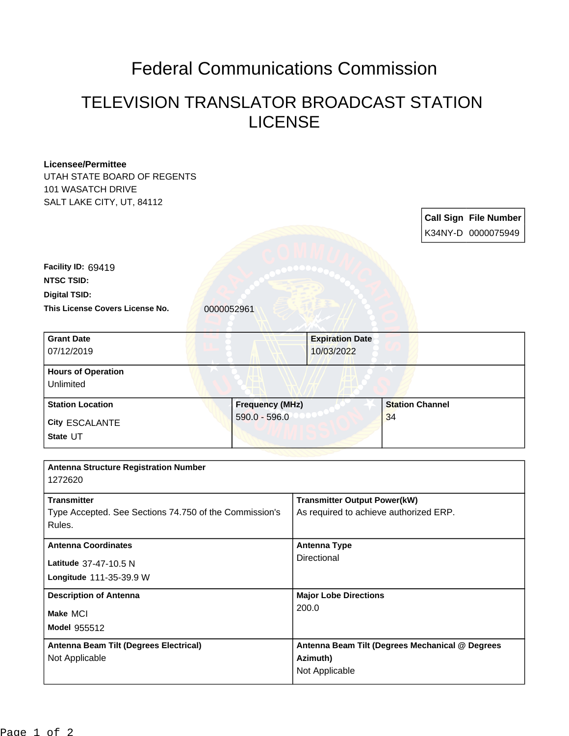# Federal Communications Commission

## TELEVISION TRANSLATOR BROADCAST STATION LICENSE

**Licensee/Permittee**
UTAH STATE BOARD OF REGENTS
101 WASATCH DRIVE
SALT LAKE CITY, UT, 84112

| Call Sign | File Number |
| --- | --- |
| K34NY-D | 0000075949 |

**Facility ID:** 69419

**NTSC TSID:**

**Digital TSID:**

**This License Covers License No.** 0000052961

| Grant Date | Expiration Date |
| --- | --- |
| 07/12/2019 | 10/03/2022 |

**Hours of Operation**
Unlimited

| Station Location | Frequency (MHz) | Station Channel |
| --- | --- | --- |
| City ESCALANTE<br>State UT | 590.0 - 596.0 | 34 |

**Antenna Structure Registration Number**
1272620

| | |
| --- | --- |
| **Transmitter**<br>Type Accepted. See Sections 74.750 of the Commission's Rules. | **Transmitter Output Power(kW)**<br>As required to achieve authorized ERP. |
| **Antenna Coordinates**<br>Latitude 37-47-10.5 N<br>Longitude 111-35-39.9 W | **Antenna Type**<br>Directional |
| **Description of Antenna**<br>Make MCI<br>Model 955512 | **Major Lobe Directions**<br>200.0 |
| **Antenna Beam Tilt (Degrees Electrical)**<br>Not Applicable | **Antenna Beam Tilt (Degrees Mechanical @ Degrees Azimuth)**<br>Not Applicable |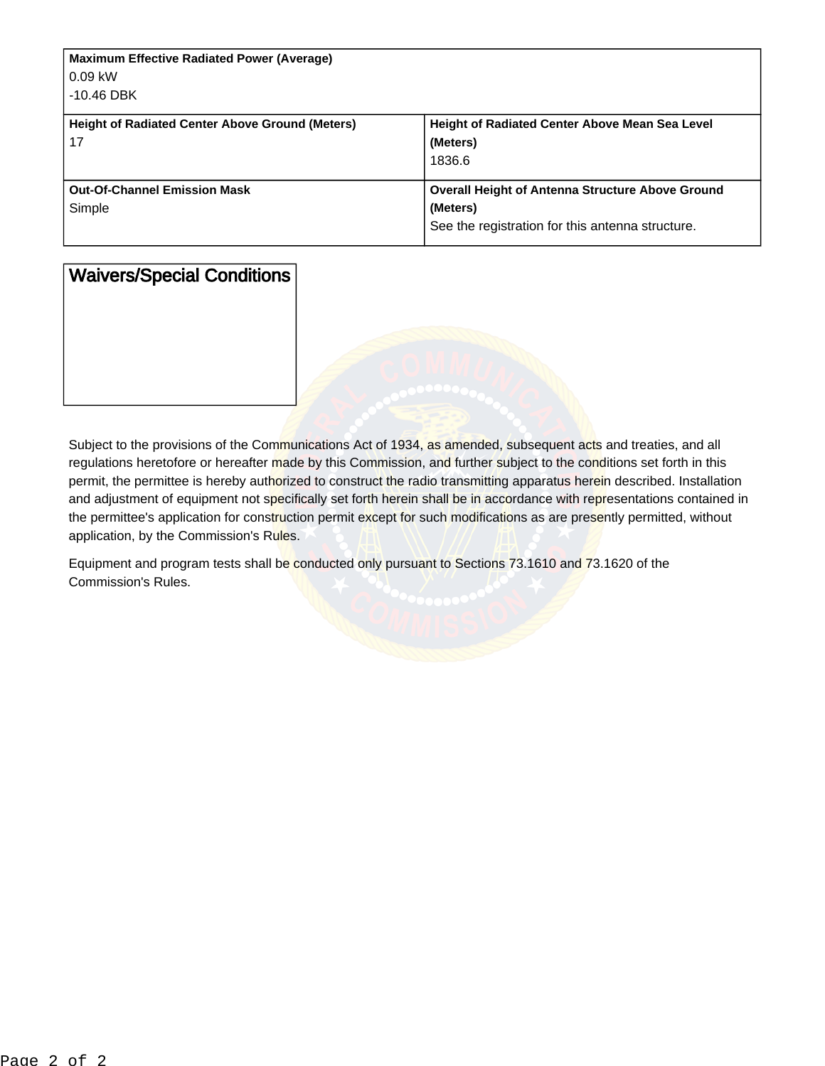| Maximum Effective Radiated Power (Average) | |
| --- | --- |
| 0.09 kW<br>-10.46 DBK | |
| **Height of Radiated Center Above Ground (Meters)**<br>17 | **Height of Radiated Center Above Mean Sea Level (Meters)**<br>1836.6 |
| **Out-Of-Channel Emission Mask**<br>Simple | **Overall Height of Antenna Structure Above Ground (Meters)**<br>See the registration for this antenna structure. |

## Waivers/Special Conditions

Subject to the provisions of the Communications Act of 1934, as amended, subsequent acts and treaties, and all regulations heretofore or hereafter made by this Commission, and further subject to the conditions set forth in this permit, the permittee is hereby authorized to construct the radio transmitting apparatus herein described. Installation and adjustment of equipment not specifically set forth herein shall be in accordance with representations contained in the permittee's application for construction permit except for such modifications as are presently permitted, without application, by the Commission's Rules.

Equipment and program tests shall be conducted only pursuant to Sections 73.1610 and 73.1620 of the Commission's Rules.